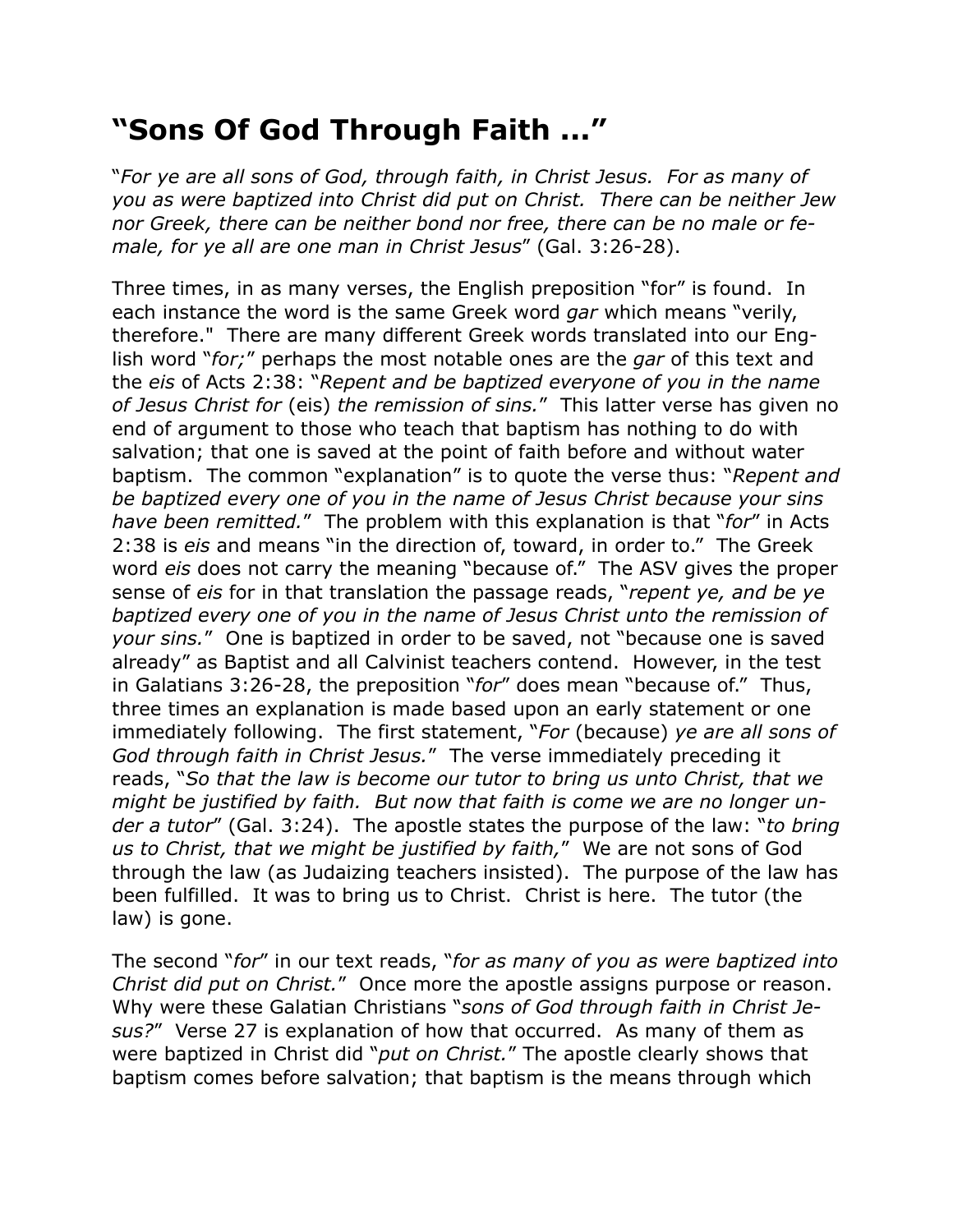# "Sons Of God Through Faith ..."

"*For ye are all sons of God, through faith, in Christ Jesus. For as many of you as were baptized into Christ did put on Christ. There can be neither Jew nor Greek, there can be neither bond nor free, there can be no male or female, for ye all are one man in Christ Jesus*" (Gal. 3:26-28).

Three times, in as many verses, the English preposition "for" is found. In each instance the word is the same Greek word *gar* which means "verily, therefore." There are many different Greek words translated into our English word "*for;*" perhaps the most notable ones are the *gar* of this text and the *eis* of Acts 2:38: "*Repent and be baptized everyone of you in the name of Jesus Christ for* (eis) *the remission of sins.*" This latter verse has given no end of argument to those who teach that baptism has nothing to do with salvation; that one is saved at the point of faith before and without water baptism. The common "explanation" is to quote the verse thus: "*Repent and be baptized every one of you in the name of Jesus Christ because your sins have been remitted.*" The problem with this explanation is that "*for*" in Acts 2:38 is *eis* and means "in the direction of, toward, in order to." The Greek word *eis* does not carry the meaning "because of." The ASV gives the proper sense of *eis* for in that translation the passage reads, "*repent ye, and be ye baptized every one of you in the name of Jesus Christ unto the remission of your sins.*" One is baptized in order to be saved, not "because one is saved already" as Baptist and all Calvinist teachers contend. However, in the test in Galatians 3:26-28, the preposition "*for*" does mean "because of." Thus, three times an explanation is made based upon an early statement or one immediately following. The first statement, "*For* (because) *ye are all sons of God through faith in Christ Jesus.*" The verse immediately preceding it reads, "*So that the law is become our tutor to bring us unto Christ, that we might be justified by faith. But now that faith is come we are no longer under a tutor*" (Gal. 3:24). The apostle states the purpose of the law: "*to bring us to Christ, that we might be justified by faith,*" We are not sons of God through the law (as Judaizing teachers insisted). The purpose of the law has been fulfilled. It was to bring us to Christ. Christ is here. The tutor (the law) is gone.

The second "*for*" in our text reads, "*for as many of you as were baptized into Christ did put on Christ.*" Once more the apostle assigns purpose or reason. Why were these Galatian Christians "*sons of God through faith in Christ Jesus?*" Verse 27 is explanation of how that occurred. As many of them as were baptized in Christ did "*put on Christ.*" The apostle clearly shows that baptism comes before salvation; that baptism is the means through which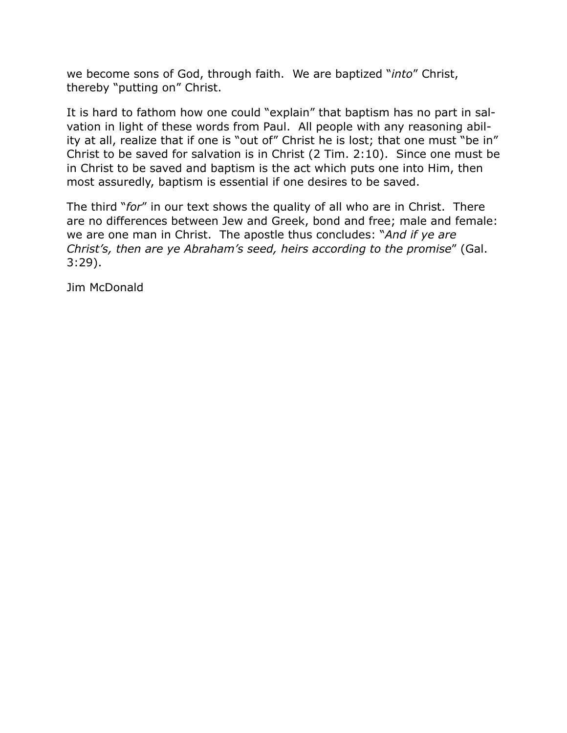we become sons of God, through faith.  We are baptized "*into*" Christ, thereby "putting on" Christ.

It is hard to fathom how one could "explain" that baptism has no part in salvation in light of these words from Paul.  All people with any reasoning ability at all, realize that if one is "out of" Christ he is lost; that one must "be in" Christ to be saved for salvation is in Christ (2 Tim. 2:10).  Since one must be in Christ to be saved and baptism is the act which puts one into Him, then most assuredly, baptism is essential if one desires to be saved.

The third "*for*" in our text shows the quality of all who are in Christ.  There are no differences between Jew and Greek, bond and free; male and female: we are one man in Christ.  The apostle thus concludes: "*And if ye are Christ's, then are ye Abraham's seed, heirs according to the promise*" (Gal. 3:29).

Jim McDonald